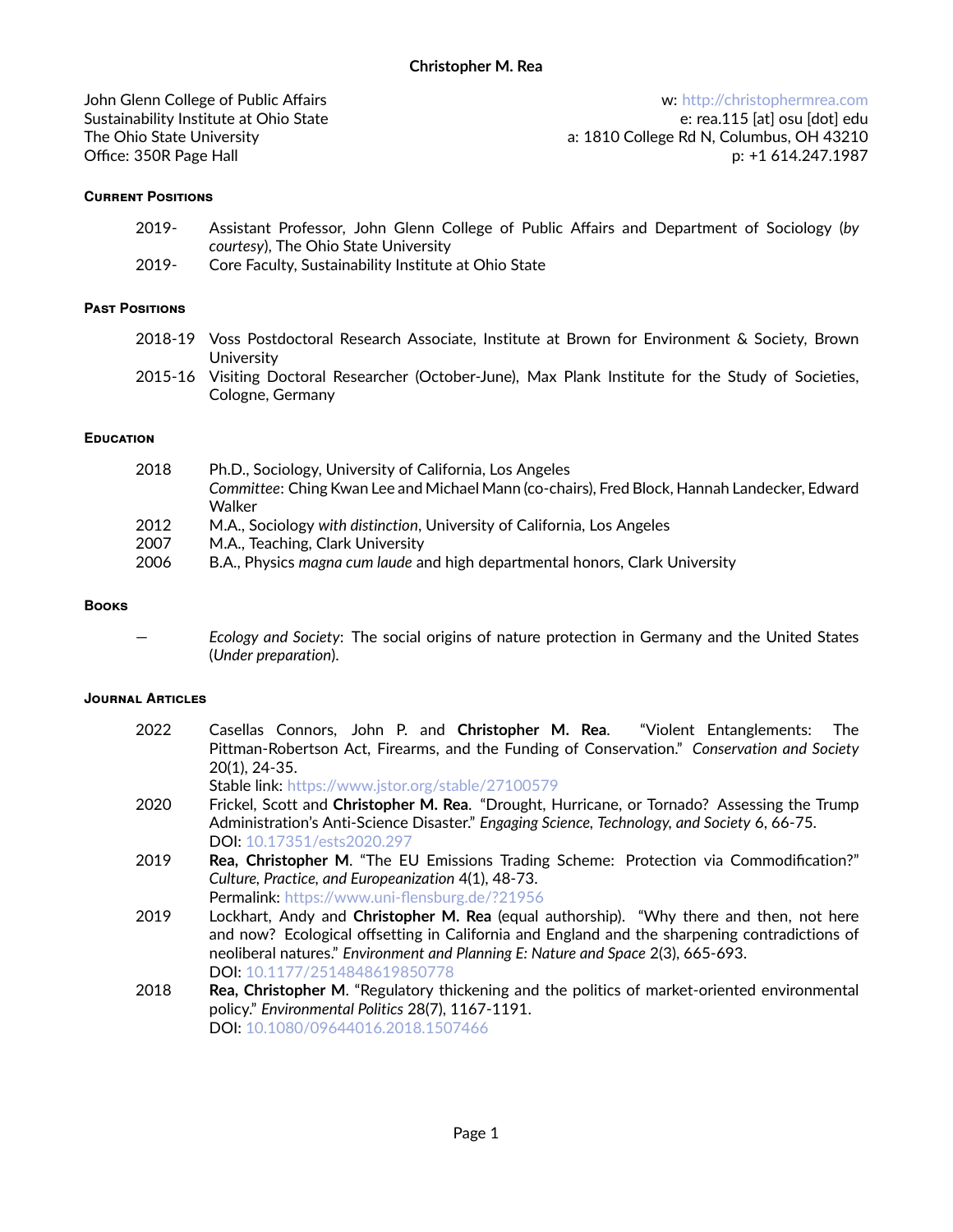# Christopher M. Rea

John Glenn College of Public Affairs
Sustainability Institute at Ohio State
The Ohio State University
Office: 350R Page Hall

w: http://christophermrea.com
e: rea.115 [at] osu [dot] edu
a: 1810 College Rd N, Columbus, OH 43210
p: +1 614.247.1987

## Current Positions

2019- Assistant Professor, John Glenn College of Public Affairs and Department of Sociology (*by courtesy*), The Ohio State University

2019- Core Faculty, Sustainability Institute at Ohio State

## Past Positions

2018-19 Voss Postdoctoral Research Associate, Institute at Brown for Environment & Society, Brown University

2015-16 Visiting Doctoral Researcher (October-June), Max Plank Institute for the Study of Societies, Cologne, Germany

## Education

2018 Ph.D., Sociology, University of California, Los Angeles
*Committee*: Ching Kwan Lee and Michael Mann (co-chairs), Fred Block, Hannah Landecker, Edward Walker

2012 M.A., Sociology *with distinction*, University of California, Los Angeles

2007 M.A., Teaching, Clark University

2006 B.A., Physics *magna cum laude* and high departmental honors, Clark University

## Books

— *Ecology and Society*: The social origins of nature protection in Germany and the United States (*Under preparation*).

## Journal Articles

2022 Casellas Connors, John P. and **Christopher M. Rea**. "Violent Entanglements: The Pittman-Robertson Act, Firearms, and the Funding of Conservation." *Conservation and Society* 20(1), 24-35.
Stable link: https://www.jstor.org/stable/27100579

2020 Frickel, Scott and **Christopher M. Rea**. "Drought, Hurricane, or Tornado? Assessing the Trump Administration's Anti-Science Disaster." *Engaging Science, Technology, and Society* 6, 66-75.
DOI: 10.17351/ests2020.297

2019 **Rea, Christopher M**. "The EU Emissions Trading Scheme: Protection via Commodification?" *Culture, Practice, and Europeanization* 4(1), 48-73.
Permalink: https://www.uni-flensburg.de/?21956

2019 Lockhart, Andy and **Christopher M. Rea** (equal authorship). "Why there and then, not here and now? Ecological offsetting in California and England and the sharpening contradictions of neoliberal natures." *Environment and Planning E: Nature and Space* 2(3), 665-693.
DOI: 10.1177/2514848619850778

2018 **Rea, Christopher M**. "Regulatory thickening and the politics of market-oriented environmental policy." *Environmental Politics* 28(7), 1167-1191.
DOI: 10.1080/09644016.2018.1507466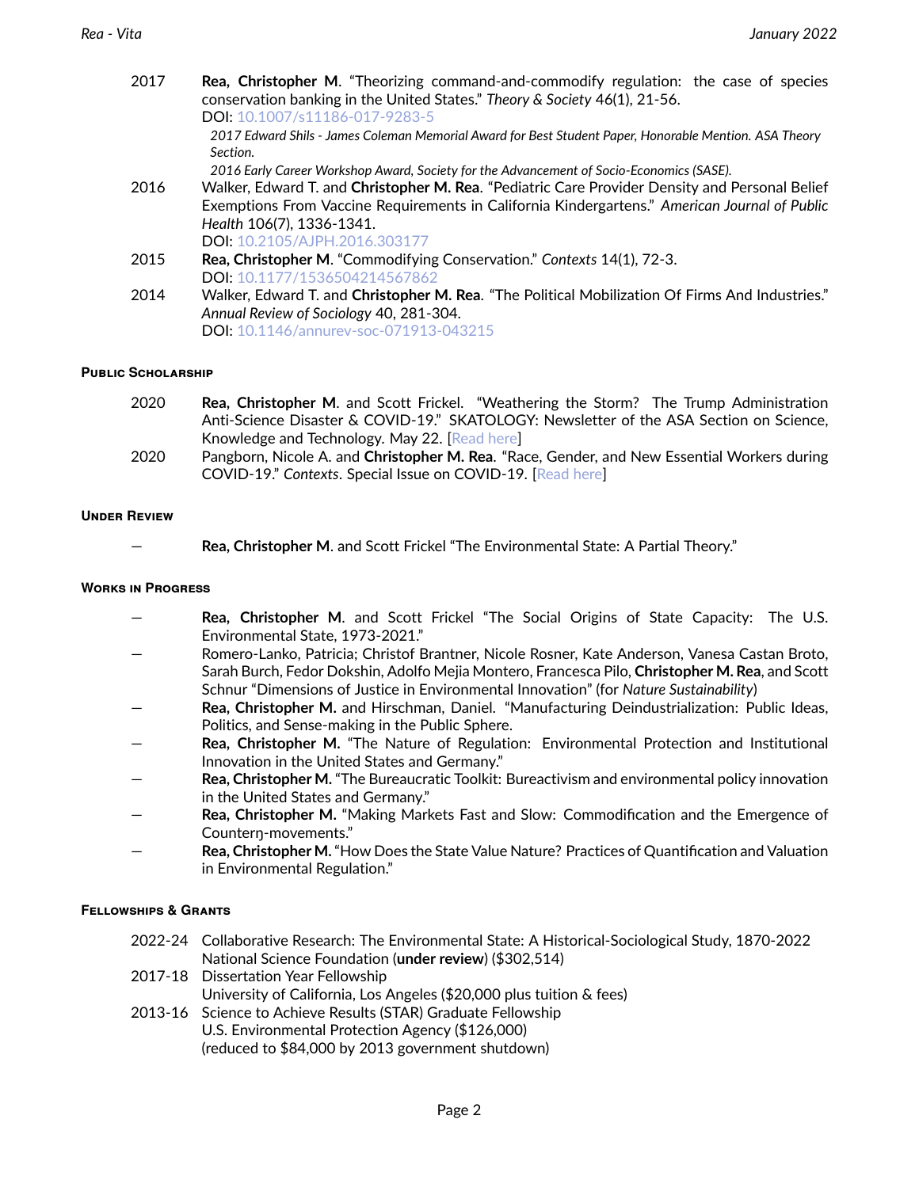2017 **Rea, Christopher M**. "Theorizing command-and-commodify regulation: the case of species conservation banking in the United States." *Theory & Society* 46(1), 21-56.
DOI: 10.1007/s11186-017-9283-5
*2017 Edward Shils - James Coleman Memorial Award for Best Student Paper, Honorable Mention. ASA Theory Section.*
*2016 Early Career Workshop Award, Society for the Advancement of Socio-Economics (SASE).*

2016 Walker, Edward T. and **Christopher M. Rea**. "Pediatric Care Provider Density and Personal Belief Exemptions From Vaccine Requirements in California Kindergartens." *American Journal of Public Health* 106(7), 1336-1341.
DOI: 10.2105/AJPH.2016.303177

2015 **Rea, Christopher M**. "Commodifying Conservation." *Contexts* 14(1), 72-3.
DOI: 10.1177/1536504214567862

2014 Walker, Edward T. and **Christopher M. Rea**. "The Political Mobilization Of Firms And Industries." *Annual Review of Sociology* 40, 281-304.
DOI: 10.1146/annurev-soc-071913-043215

#### Public Scholarship

2020 **Rea, Christopher M**. and Scott Frickel. "Weathering the Storm? The Trump Administration Anti-Science Disaster & COVID-19." SKATOLOGY: Newsletter of the ASA Section on Science, Knowledge and Technology. May 22. [Read here]

2020 Pangborn, Nicole A. and **Christopher M. Rea**. "Race, Gender, and New Essential Workers during COVID-19." *Contexts*. Special Issue on COVID-19. [Read here]

#### Under Review

— **Rea, Christopher M**. and Scott Frickel "The Environmental State: A Partial Theory."

#### Works in Progress

— **Rea, Christopher M**. and Scott Frickel "The Social Origins of State Capacity: The U.S. Environmental State, 1973-2021."

— Romero-Lanko, Patricia; Christof Brantner, Nicole Rosner, Kate Anderson, Vanesa Castan Broto, Sarah Burch, Fedor Dokshin, Adolfo Mejia Montero, Francesca Pilo, **Christopher M. Rea**, and Scott Schnur "Dimensions of Justice in Environmental Innovation" (for *Nature Sustainability*)

— **Rea, Christopher M.** and Hirschman, Daniel. "Manufacturing Deindustrialization: Public Ideas, Politics, and Sense-making in the Public Sphere.

— **Rea, Christopher M.** "The Nature of Regulation: Environmental Protection and Institutional Innovation in the United States and Germany."

— **Rea, Christopher M.** "The Bureaucratic Toolkit: Bureactivism and environmental policy innovation in the United States and Germany."

— **Rea, Christopher M.** "Making Markets Fast and Slow: Commodification and the Emergence of Counterŋ-movements."

— **Rea, Christopher M.** "How Does the State Value Nature? Practices of Quantification and Valuation in Environmental Regulation."

#### Fellowships & Grants

2022-24 Collaborative Research: The Environmental State: A Historical-Sociological Study, 1870-2022
National Science Foundation (**under review**) ($302,514)

2017-18 Dissertation Year Fellowship
University of California, Los Angeles ($20,000 plus tuition & fees)

2013-16 Science to Achieve Results (STAR) Graduate Fellowship
U.S. Environmental Protection Agency ($126,000)
(reduced to $84,000 by 2013 government shutdown)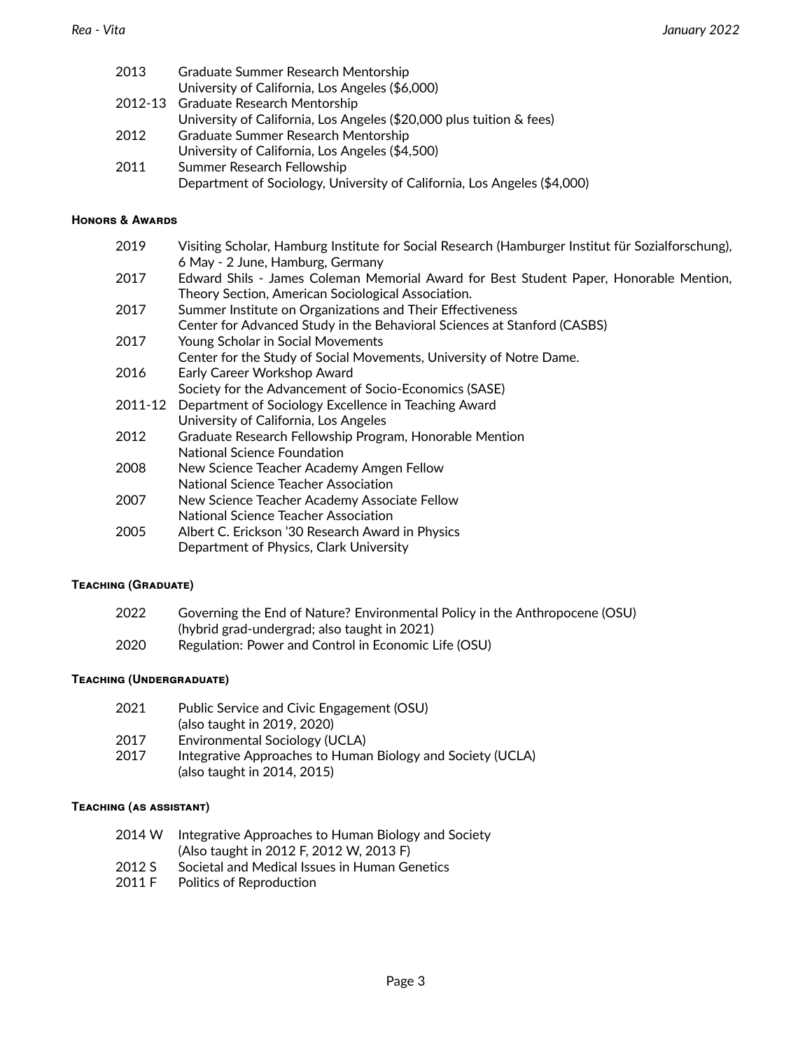2013 Graduate Summer Research Mentorship
University of California, Los Angeles ($6,000)

2012-13 Graduate Research Mentorship
University of California, Los Angeles ($20,000 plus tuition & fees)

2012 Graduate Summer Research Mentorship
University of California, Los Angeles ($4,500)

2011 Summer Research Fellowship
Department of Sociology, University of California, Los Angeles ($4,000)

## Honors & Awards

2019 Visiting Scholar, Hamburg Institute for Social Research (Hamburger Institut für Sozialforschung), 6 May - 2 June, Hamburg, Germany

2017 Edward Shils - James Coleman Memorial Award for Best Student Paper, Honorable Mention, Theory Section, American Sociological Association.

2017 Summer Institute on Organizations and Their Effectiveness
Center for Advanced Study in the Behavioral Sciences at Stanford (CASBS)

2017 Young Scholar in Social Movements
Center for the Study of Social Movements, University of Notre Dame.

2016 Early Career Workshop Award
Society for the Advancement of Socio-Economics (SASE)

2011-12 Department of Sociology Excellence in Teaching Award
University of California, Los Angeles

2012 Graduate Research Fellowship Program, Honorable Mention
National Science Foundation

2008 New Science Teacher Academy Amgen Fellow
National Science Teacher Association

2007 New Science Teacher Academy Associate Fellow
National Science Teacher Association

2005 Albert C. Erickson '30 Research Award in Physics
Department of Physics, Clark University

## Teaching (Graduate)

2022 Governing the End of Nature? Environmental Policy in the Anthropocene (OSU)
(hybrid grad-undergrad; also taught in 2021)

2020 Regulation: Power and Control in Economic Life (OSU)

## Teaching (Undergraduate)

2021 Public Service and Civic Engagement (OSU)
(also taught in 2019, 2020)

2017 Environmental Sociology (UCLA)

2017 Integrative Approaches to Human Biology and Society (UCLA)
(also taught in 2014, 2015)

## Teaching (as assistant)

2014 W Integrative Approaches to Human Biology and Society
(Also taught in 2012 F, 2012 W, 2013 F)

2012 S Societal and Medical Issues in Human Genetics

2011 F Politics of Reproduction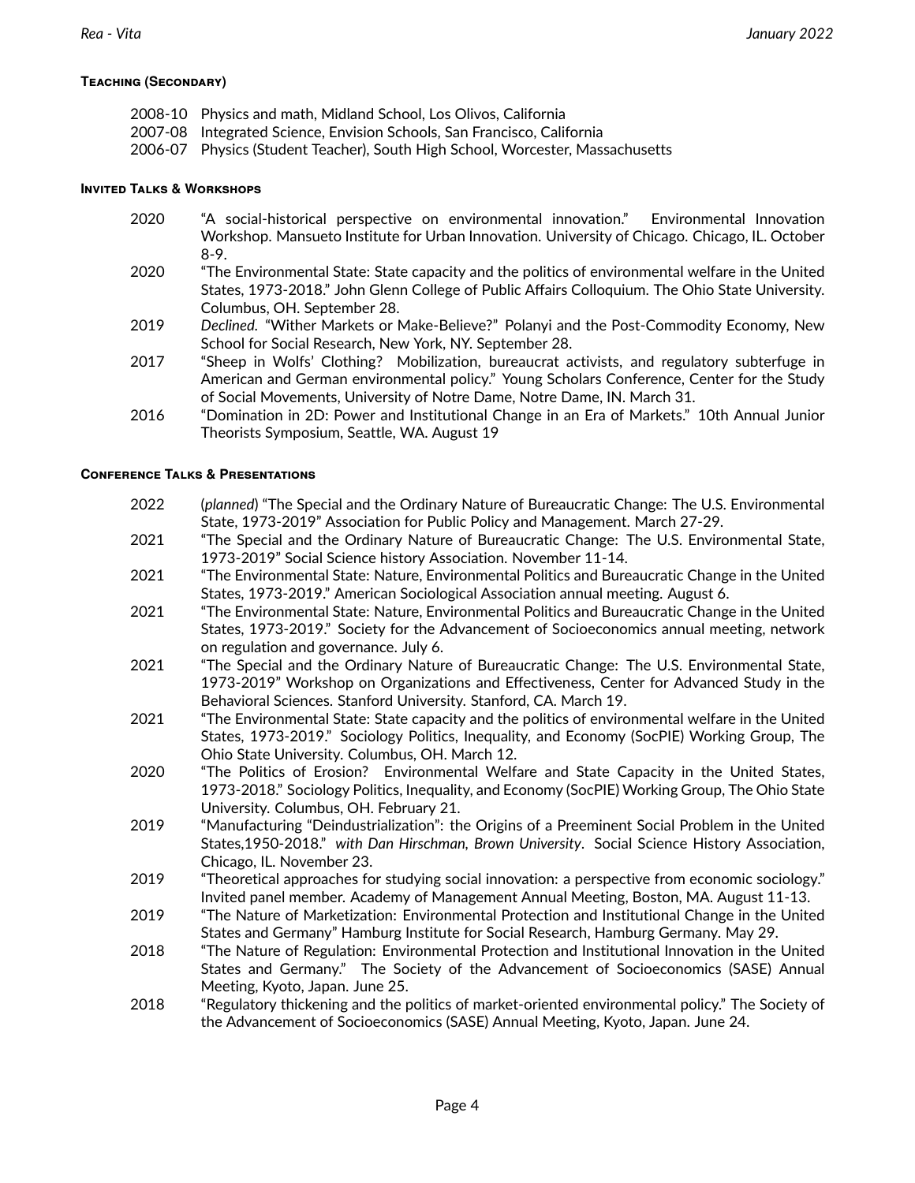### Teaching (Secondary)

2008-10 Physics and math, Midland School, Los Olivos, California
2007-08 Integrated Science, Envision Schools, San Francisco, California
2006-07 Physics (Student Teacher), South High School, Worcester, Massachusetts

### Invited Talks & Workshops

2020 "A social-historical perspective on environmental innovation." Environmental Innovation Workshop. Mansueto Institute for Urban Innovation. University of Chicago. Chicago, IL. October 8-9.

2020 "The Environmental State: State capacity and the politics of environmental welfare in the United States, 1973-2018." John Glenn College of Public Affairs Colloquium. The Ohio State University. Columbus, OH. September 28.

2019 *Declined.* "Wither Markets or Make-Believe?" Polanyi and the Post-Commodity Economy, New School for Social Research, New York, NY. September 28.

2017 "Sheep in Wolfs' Clothing? Mobilization, bureaucrat activists, and regulatory subterfuge in American and German environmental policy." Young Scholars Conference, Center for the Study of Social Movements, University of Notre Dame, Notre Dame, IN. March 31.

2016 "Domination in 2D: Power and Institutional Change in an Era of Markets." 10th Annual Junior Theorists Symposium, Seattle, WA. August 19

### Conference Talks & Presentations

2022 (*planned*) "The Special and the Ordinary Nature of Bureaucratic Change: The U.S. Environmental State, 1973-2019" Association for Public Policy and Management. March 27-29.

2021 "The Special and the Ordinary Nature of Bureaucratic Change: The U.S. Environmental State, 1973-2019" Social Science history Association. November 11-14.

2021 "The Environmental State: Nature, Environmental Politics and Bureaucratic Change in the United States, 1973-2019." American Sociological Association annual meeting. August 6.

2021 "The Environmental State: Nature, Environmental Politics and Bureaucratic Change in the United States, 1973-2019." Society for the Advancement of Socioeconomics annual meeting, network on regulation and governance. July 6.

2021 "The Special and the Ordinary Nature of Bureaucratic Change: The U.S. Environmental State, 1973-2019" Workshop on Organizations and Effectiveness, Center for Advanced Study in the Behavioral Sciences. Stanford University. Stanford, CA. March 19.

2021 "The Environmental State: State capacity and the politics of environmental welfare in the United States, 1973-2019." Sociology Politics, Inequality, and Economy (SocPIE) Working Group, The Ohio State University. Columbus, OH. March 12.

2020 "The Politics of Erosion? Environmental Welfare and State Capacity in the United States, 1973-2018." Sociology Politics, Inequality, and Economy (SocPIE) Working Group, The Ohio State University. Columbus, OH. February 21.

2019 "Manufacturing "Deindustrialization": the Origins of a Preeminent Social Problem in the United States,1950-2018." *with Dan Hirschman, Brown University*. Social Science History Association, Chicago, IL. November 23.

2019 "Theoretical approaches for studying social innovation: a perspective from economic sociology." Invited panel member. Academy of Management Annual Meeting, Boston, MA. August 11-13.

2019 "The Nature of Marketization: Environmental Protection and Institutional Change in the United States and Germany" Hamburg Institute for Social Research, Hamburg Germany. May 29.

2018 "The Nature of Regulation: Environmental Protection and Institutional Innovation in the United States and Germany." The Society of the Advancement of Socioeconomics (SASE) Annual Meeting, Kyoto, Japan. June 25.

2018 "Regulatory thickening and the politics of market-oriented environmental policy." The Society of the Advancement of Socioeconomics (SASE) Annual Meeting, Kyoto, Japan. June 24.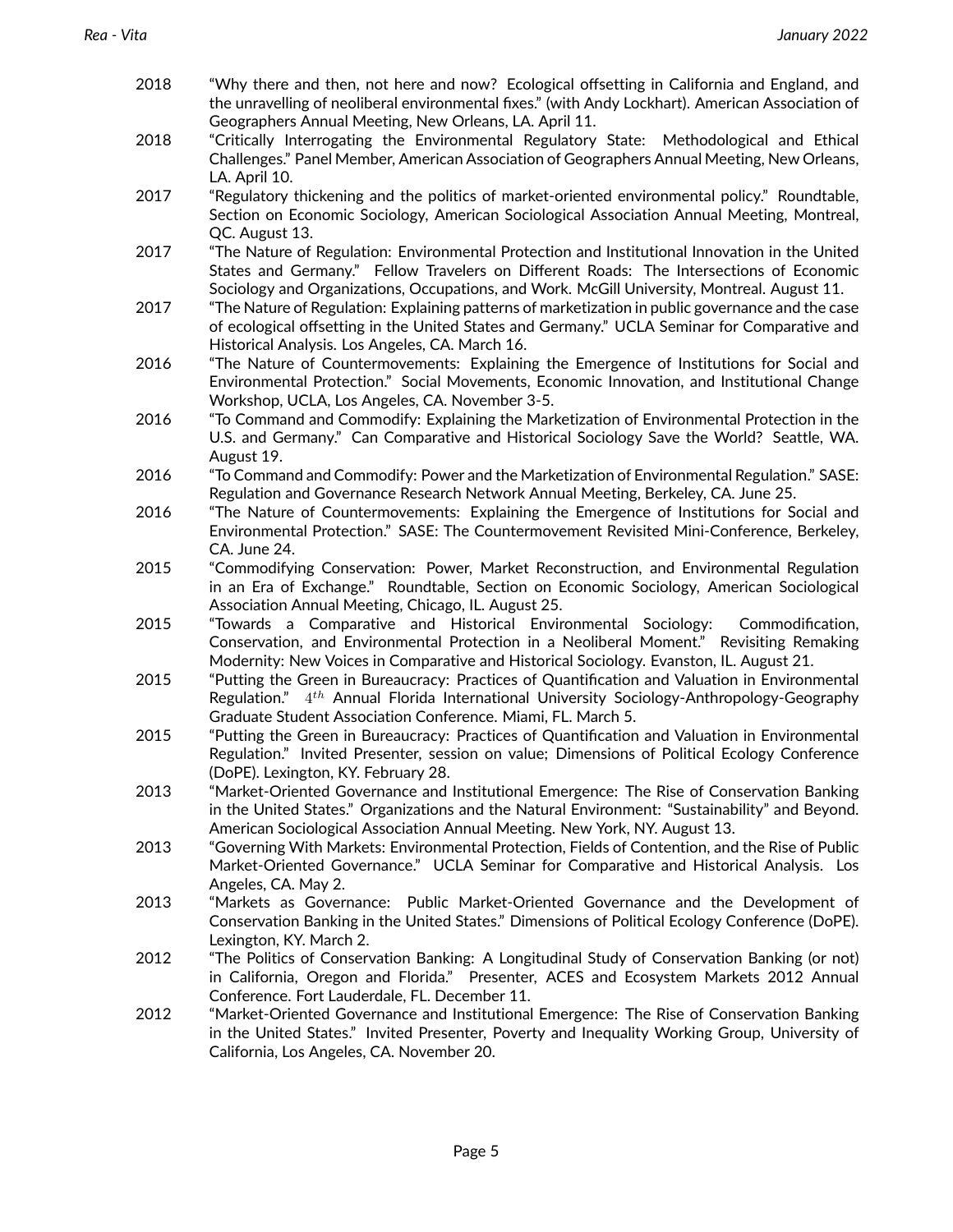2018 "Why there and then, not here and now? Ecological offsetting in California and England, and the unravelling of neoliberal environmental fixes." (with Andy Lockhart). American Association of Geographers Annual Meeting, New Orleans, LA. April 11.

2018 "Critically Interrogating the Environmental Regulatory State: Methodological and Ethical Challenges." Panel Member, American Association of Geographers Annual Meeting, New Orleans, LA. April 10.

2017 "Regulatory thickening and the politics of market-oriented environmental policy." Roundtable, Section on Economic Sociology, American Sociological Association Annual Meeting, Montreal, QC. August 13.

2017 "The Nature of Regulation: Environmental Protection and Institutional Innovation in the United States and Germany." Fellow Travelers on Different Roads: The Intersections of Economic Sociology and Organizations, Occupations, and Work. McGill University, Montreal. August 11.

2017 "The Nature of Regulation: Explaining patterns of marketization in public governance and the case of ecological offsetting in the United States and Germany." UCLA Seminar for Comparative and Historical Analysis. Los Angeles, CA. March 16.

2016 "The Nature of Countermovements: Explaining the Emergence of Institutions for Social and Environmental Protection." Social Movements, Economic Innovation, and Institutional Change Workshop, UCLA, Los Angeles, CA. November 3-5.

2016 "To Command and Commodify: Explaining the Marketization of Environmental Protection in the U.S. and Germany." Can Comparative and Historical Sociology Save the World? Seattle, WA. August 19.

2016 "To Command and Commodify: Power and the Marketization of Environmental Regulation." SASE: Regulation and Governance Research Network Annual Meeting, Berkeley, CA. June 25.

2016 "The Nature of Countermovements: Explaining the Emergence of Institutions for Social and Environmental Protection." SASE: The Countermovement Revisited Mini-Conference, Berkeley, CA. June 24.

2015 "Commodifying Conservation: Power, Market Reconstruction, and Environmental Regulation in an Era of Exchange." Roundtable, Section on Economic Sociology, American Sociological Association Annual Meeting, Chicago, IL. August 25.

2015 "Towards a Comparative and Historical Environmental Sociology: Commodification, Conservation, and Environmental Protection in a Neoliberal Moment." Revisiting Remaking Modernity: New Voices in Comparative and Historical Sociology. Evanston, IL. August 21.

2015 "Putting the Green in Bureaucracy: Practices of Quantification and Valuation in Environmental Regulation." $4^{th}$ Annual Florida International University Sociology-Anthropology-Geography Graduate Student Association Conference. Miami, FL. March 5.

2015 "Putting the Green in Bureaucracy: Practices of Quantification and Valuation in Environmental Regulation." Invited Presenter, session on value; Dimensions of Political Ecology Conference (DoPE). Lexington, KY. February 28.

2013 "Market-Oriented Governance and Institutional Emergence: The Rise of Conservation Banking in the United States." Organizations and the Natural Environment: "Sustainability" and Beyond. American Sociological Association Annual Meeting. New York, NY. August 13.

2013 "Governing With Markets: Environmental Protection, Fields of Contention, and the Rise of Public Market-Oriented Governance." UCLA Seminar for Comparative and Historical Analysis. Los Angeles, CA. May 2.

2013 "Markets as Governance: Public Market-Oriented Governance and the Development of Conservation Banking in the United States." Dimensions of Political Ecology Conference (DoPE). Lexington, KY. March 2.

2012 "The Politics of Conservation Banking: A Longitudinal Study of Conservation Banking (or not) in California, Oregon and Florida." Presenter, ACES and Ecosystem Markets 2012 Annual Conference. Fort Lauderdale, FL. December 11.

2012 "Market-Oriented Governance and Institutional Emergence: The Rise of Conservation Banking in the United States." Invited Presenter, Poverty and Inequality Working Group, University of California, Los Angeles, CA. November 20.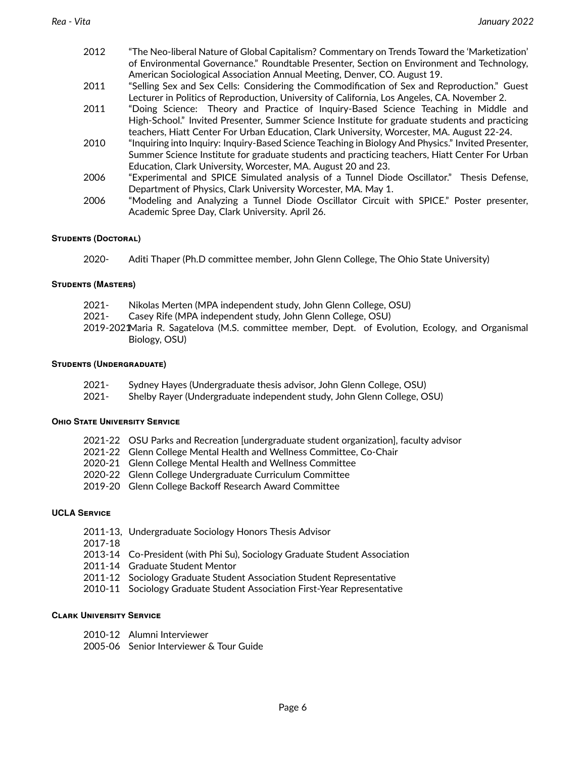- 2012 "The Neo-liberal Nature of Global Capitalism? Commentary on Trends Toward the 'Marketization' of Environmental Governance." Roundtable Presenter, Section on Environment and Technology, American Sociological Association Annual Meeting, Denver, CO. August 19.
- 2011 "Selling Sex and Sex Cells: Considering the Commodification of Sex and Reproduction." Guest Lecturer in Politics of Reproduction, University of California, Los Angeles, CA. November 2.
- 2011 "Doing Science: Theory and Practice of Inquiry-Based Science Teaching in Middle and High-School." Invited Presenter, Summer Science Institute for graduate students and practicing teachers, Hiatt Center For Urban Education, Clark University, Worcester, MA. August 22-24.
- 2010 "Inquiring into Inquiry: Inquiry-Based Science Teaching in Biology And Physics." Invited Presenter, Summer Science Institute for graduate students and practicing teachers, Hiatt Center For Urban Education, Clark University, Worcester, MA. August 20 and 23.
- 2006 "Experimental and SPICE Simulated analysis of a Tunnel Diode Oscillator." Thesis Defense, Department of Physics, Clark University Worcester, MA. May 1.
- 2006 "Modeling and Analyzing a Tunnel Diode Oscillator Circuit with SPICE." Poster presenter, Academic Spree Day, Clark University. April 26.

## Students (Doctoral)

- 2020- Aditi Thaper (Ph.D committee member, John Glenn College, The Ohio State University)

## Students (Masters)

- 2021- Nikolas Merten (MPA independent study, John Glenn College, OSU)
- 2021- Casey Rife (MPA independent study, John Glenn College, OSU)
- 2019-2021 Maria R. Sagatelova (M.S. committee member, Dept. of Evolution, Ecology, and Organismal Biology, OSU)

## Students (Undergraduate)

- 2021- Sydney Hayes (Undergraduate thesis advisor, John Glenn College, OSU)
- 2021- Shelby Rayer (Undergraduate independent study, John Glenn College, OSU)

## Ohio State University Service

- 2021-22 OSU Parks and Recreation [undergraduate student organization], faculty advisor
- 2021-22 Glenn College Mental Health and Wellness Committee, Co-Chair
- 2020-21 Glenn College Mental Health and Wellness Committee
- 2020-22 Glenn College Undergraduate Curriculum Committee
- 2019-20 Glenn College Backoff Research Award Committee

## UCLA Service

- 2011-13, 2017-18 Undergraduate Sociology Honors Thesis Advisor
- 2013-14 Co-President (with Phi Su), Sociology Graduate Student Association
- 2011-14 Graduate Student Mentor
- 2011-12 Sociology Graduate Student Association Student Representative
- 2010-11 Sociology Graduate Student Association First-Year Representative

## Clark University Service

- 2010-12 Alumni Interviewer
- 2005-06 Senior Interviewer & Tour Guide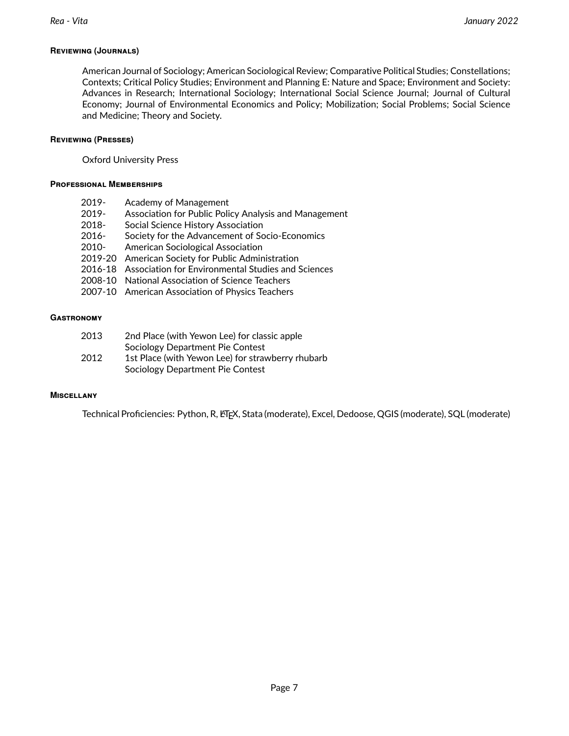### Reviewing (Journals)

American Journal of Sociology; American Sociological Review; Comparative Political Studies; Constellations; Contexts; Critical Policy Studies; Environment and Planning E: Nature and Space; Environment and Society: Advances in Research; International Sociology; International Social Science Journal; Journal of Cultural Economy; Journal of Environmental Economics and Policy; Mobilization; Social Problems; Social Science and Medicine; Theory and Society.

### Reviewing (Presses)

Oxford University Press

### Professional Memberships

| | |
|---|---|
| 2019- | Academy of Management |
| 2019- | Association for Public Policy Analysis and Management |
| 2018- | Social Science History Association |
| 2016- | Society for the Advancement of Socio-Economics |
| 2010- | American Sociological Association |
| 2019-20 | American Society for Public Administration |
| 2016-18 | Association for Environmental Studies and Sciences |
| 2008-10 | National Association of Science Teachers |
| 2007-10 | American Association of Physics Teachers |

### Gastronomy

| | |
|---|---|
| 2013 | 2nd Place (with Yewon Lee) for classic apple<br>Sociology Department Pie Contest |
| 2012 | 1st Place (with Yewon Lee) for strawberry rhubarb<br>Sociology Department Pie Contest |

### Miscellany

Technical Proficiencies: Python, R, LaTeX, Stata (moderate), Excel, Dedoose, QGIS (moderate), SQL (moderate)